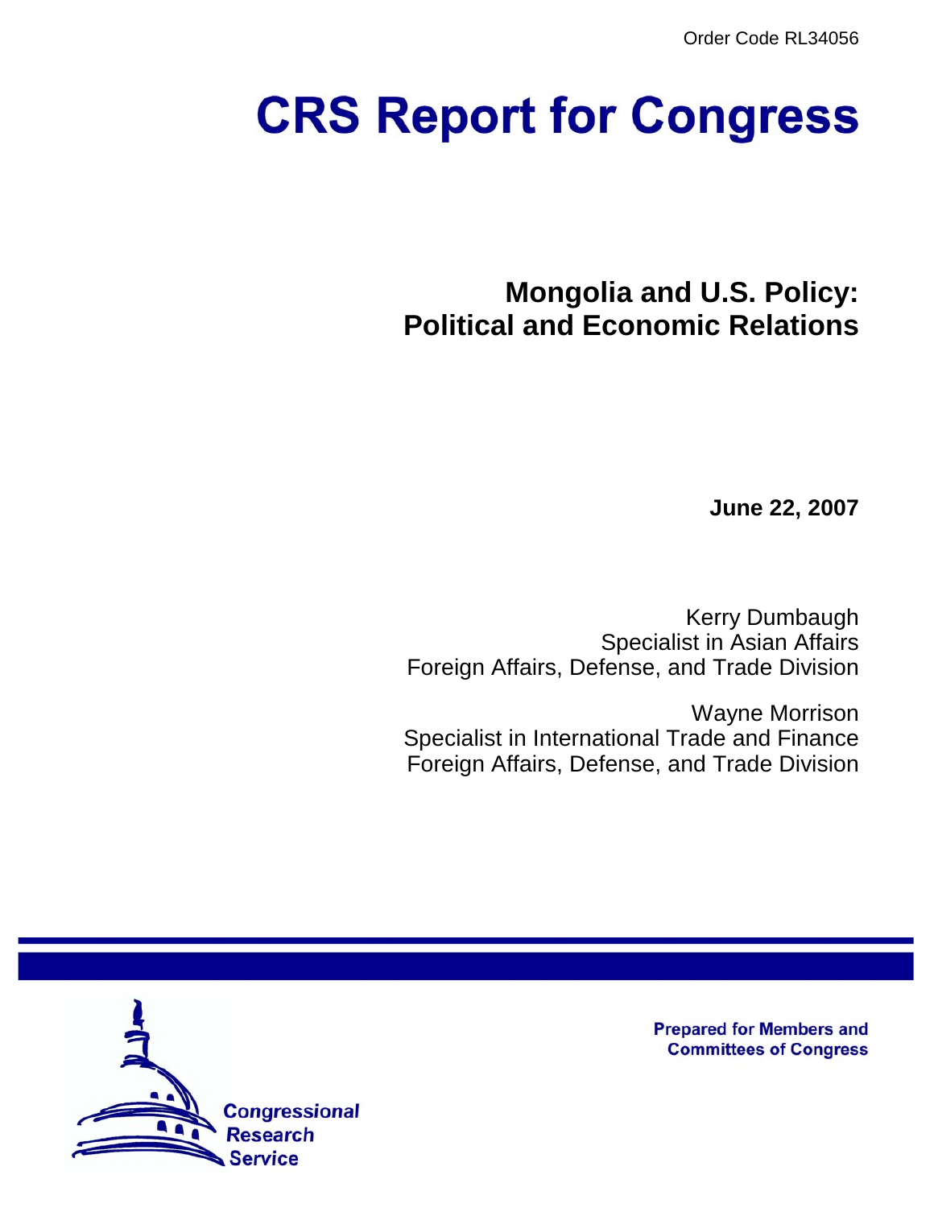Order Code RL34056

# CRS Report for Congress

## Mongolia and U.S. Policy: Political and Economic Relations

**June 22, 2007**

Kerry Dumbaugh
Specialist in Asian Affairs
Foreign Affairs, Defense, and Trade Division

Wayne Morrison
Specialist in International Trade and Finance
Foreign Affairs, Defense, and Trade Division

Prepared for Members and Committees of Congress

Congressional Research Service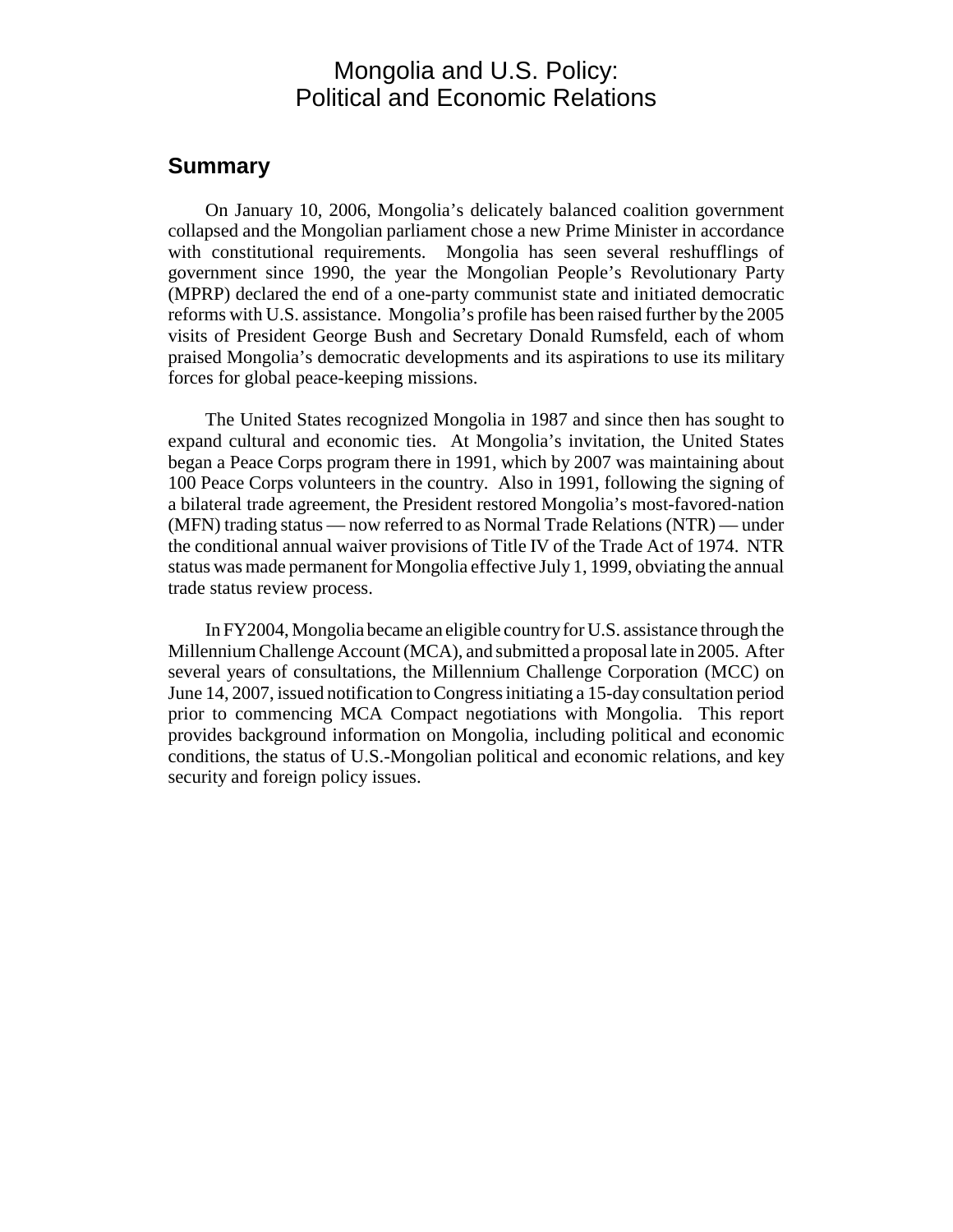# Mongolia and U.S. Policy: Political and Economic Relations

## Summary

On January 10, 2006, Mongolia's delicately balanced coalition government collapsed and the Mongolian parliament chose a new Prime Minister in accordance with constitutional requirements. Mongolia has seen several reshufflings of government since 1990, the year the Mongolian People's Revolutionary Party (MPRP) declared the end of a one-party communist state and initiated democratic reforms with U.S. assistance. Mongolia's profile has been raised further by the 2005 visits of President George Bush and Secretary Donald Rumsfeld, each of whom praised Mongolia's democratic developments and its aspirations to use its military forces for global peace-keeping missions.

The United States recognized Mongolia in 1987 and since then has sought to expand cultural and economic ties. At Mongolia's invitation, the United States began a Peace Corps program there in 1991, which by 2007 was maintaining about 100 Peace Corps volunteers in the country. Also in 1991, following the signing of a bilateral trade agreement, the President restored Mongolia's most-favored-nation (MFN) trading status — now referred to as Normal Trade Relations (NTR) — under the conditional annual waiver provisions of Title IV of the Trade Act of 1974. NTR status was made permanent for Mongolia effective July 1, 1999, obviating the annual trade status review process.

In FY2004, Mongolia became an eligible country for U.S. assistance through the Millennium Challenge Account (MCA), and submitted a proposal late in 2005. After several years of consultations, the Millennium Challenge Corporation (MCC) on June 14, 2007, issued notification to Congress initiating a 15-day consultation period prior to commencing MCA Compact negotiations with Mongolia. This report provides background information on Mongolia, including political and economic conditions, the status of U.S.-Mongolian political and economic relations, and key security and foreign policy issues.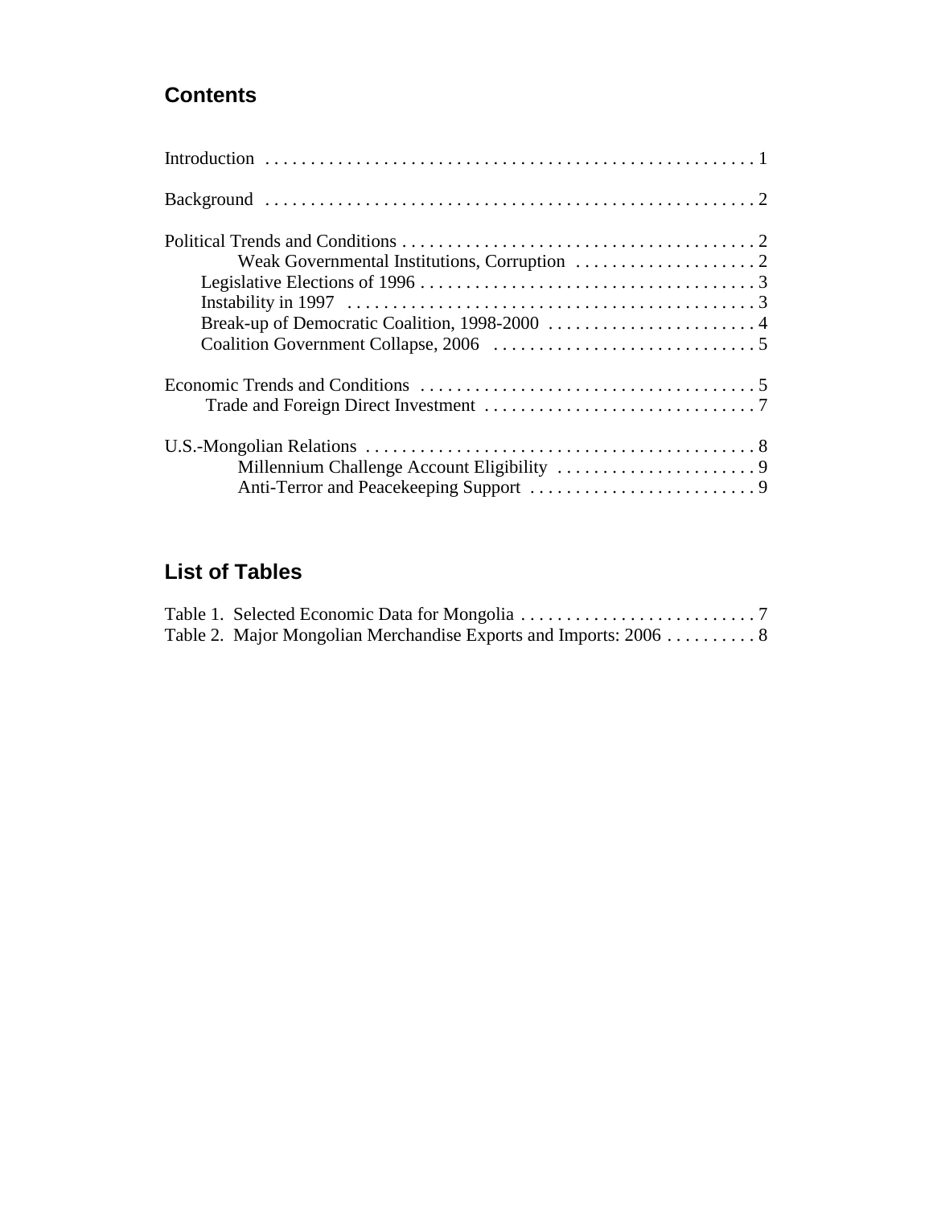## Contents

Introduction . . . . . . . . . . . . . . . . . . . . . . . . . . . . . . . . . . . . . . . . . . . . . . . . . . . . . . 1

Background . . . . . . . . . . . . . . . . . . . . . . . . . . . . . . . . . . . . . . . . . . . . . . . . . . . . . . 2

Political Trends and Conditions . . . . . . . . . . . . . . . . . . . . . . . . . . . . . . . . . . . . . . . 2
- Weak Governmental Institutions, Corruption . . . . . . . . . . . . . . . . . . . . 2
- Legislative Elections of 1996 . . . . . . . . . . . . . . . . . . . . . . . . . . . . . . . . . . . . . 3
- Instability in 1997 . . . . . . . . . . . . . . . . . . . . . . . . . . . . . . . . . . . . . . . . . . . . 3
- Break-up of Democratic Coalition, 1998-2000 . . . . . . . . . . . . . . . . . . . . . . . 4
- Coalition Government Collapse, 2006 . . . . . . . . . . . . . . . . . . . . . . . . . . . . . 5

Economic Trends and Conditions . . . . . . . . . . . . . . . . . . . . . . . . . . . . . . . . . . . . . 5
- Trade and Foreign Direct Investment . . . . . . . . . . . . . . . . . . . . . . . . . . . . . . 7

U.S.-Mongolian Relations . . . . . . . . . . . . . . . . . . . . . . . . . . . . . . . . . . . . . . . . . . . 8
- Millennium Challenge Account Eligibility . . . . . . . . . . . . . . . . . . . . . . 9
- Anti-Terror and Peacekeeping Support . . . . . . . . . . . . . . . . . . . . . . . . . 9

## List of Tables

Table 1. Selected Economic Data for Mongolia . . . . . . . . . . . . . . . . . . . . . . . . . . 7

Table 2. Major Mongolian Merchandise Exports and Imports: 2006 . . . . . . . . . . 8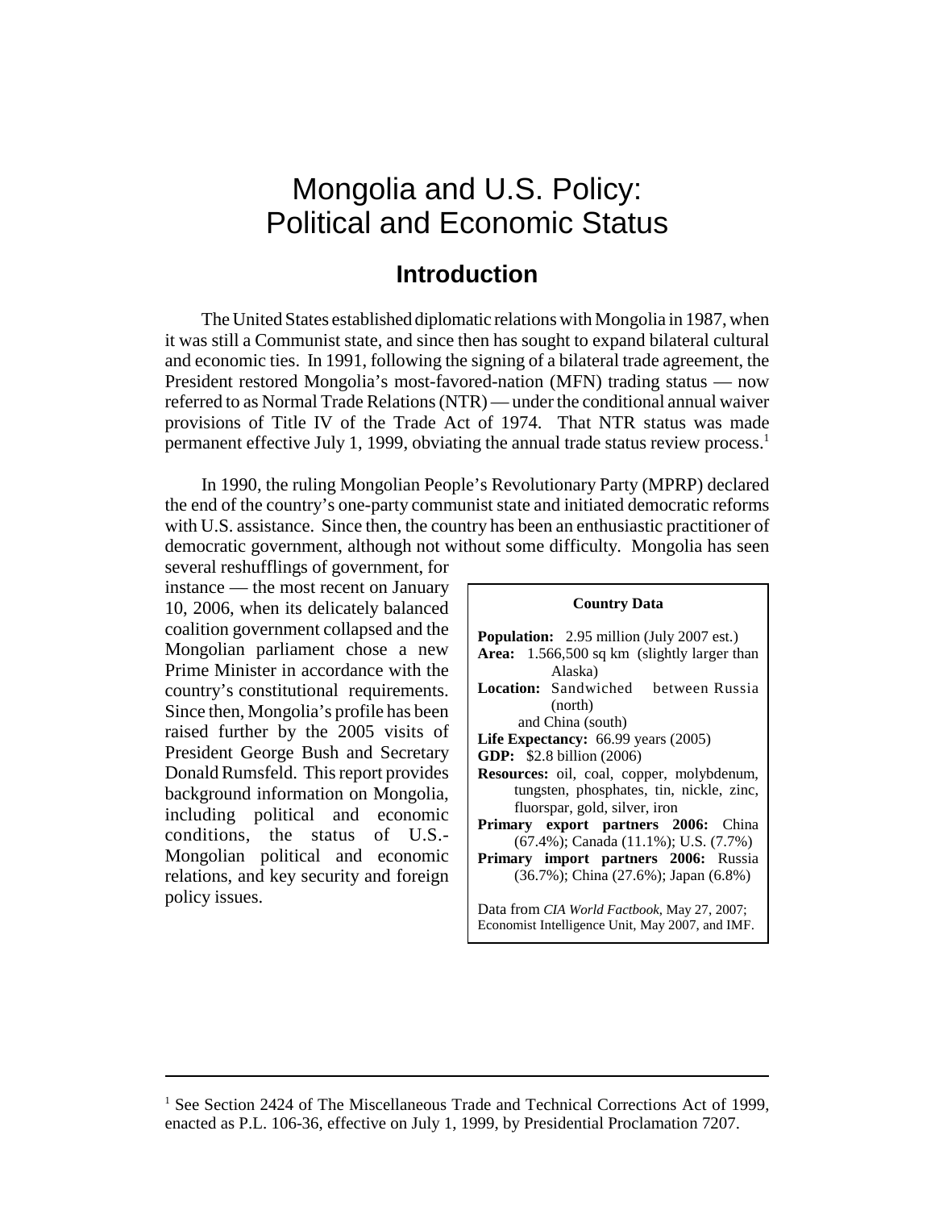# Mongolia and U.S. Policy: Political and Economic Status

## Introduction

The United States established diplomatic relations with Mongolia in 1987, when it was still a Communist state, and since then has sought to expand bilateral cultural and economic ties. In 1991, following the signing of a bilateral trade agreement, the President restored Mongolia's most-favored-nation (MFN) trading status — now referred to as Normal Trade Relations (NTR) — under the conditional annual waiver provisions of Title IV of the Trade Act of 1974. That NTR status was made permanent effective July 1, 1999, obviating the annual trade status review process.[1]

In 1990, the ruling Mongolian People's Revolutionary Party (MPRP) declared the end of the country's one-party communist state and initiated democratic reforms with U.S. assistance. Since then, the country has been an enthusiastic practitioner of democratic government, although not without some difficulty. Mongolia has seen several reshufflings of government, for instance — the most recent on January 10, 2006, when its delicately balanced coalition government collapsed and the Mongolian parliament chose a new Prime Minister in accordance with the country's constitutional requirements. Since then, Mongolia's profile has been raised further by the 2005 visits of President George Bush and Secretary Donald Rumsfeld. This report provides background information on Mongolia, including political and economic conditions, the status of U.S.-Mongolian political and economic relations, and key security and foreign policy issues.

**Country Data**

**Population:** 2.95 million (July 2007 est.)
**Area:** 1.566,500 sq km (slightly larger than Alaska)
**Location:** Sandwiched between Russia (north) and China (south)
**Life Expectancy:** 66.99 years (2005)
**GDP:** $2.8 billion (2006)
**Resources:** oil, coal, copper, molybdenum, tungsten, phosphates, tin, nickle, zinc, fluorspar, gold, silver, iron
**Primary export partners 2006:** China (67.4%); Canada (11.1%); U.S. (7.7%)
**Primary import partners 2006:** Russia (36.7%); China (27.6%); Japan (6.8%)

Data from *CIA World Factbook*, May 27, 2007; Economist Intelligence Unit, May 2007, and IMF.

---

[1] See Section 2424 of The Miscellaneous Trade and Technical Corrections Act of 1999, enacted as P.L. 106-36, effective on July 1, 1999, by Presidential Proclamation 7207.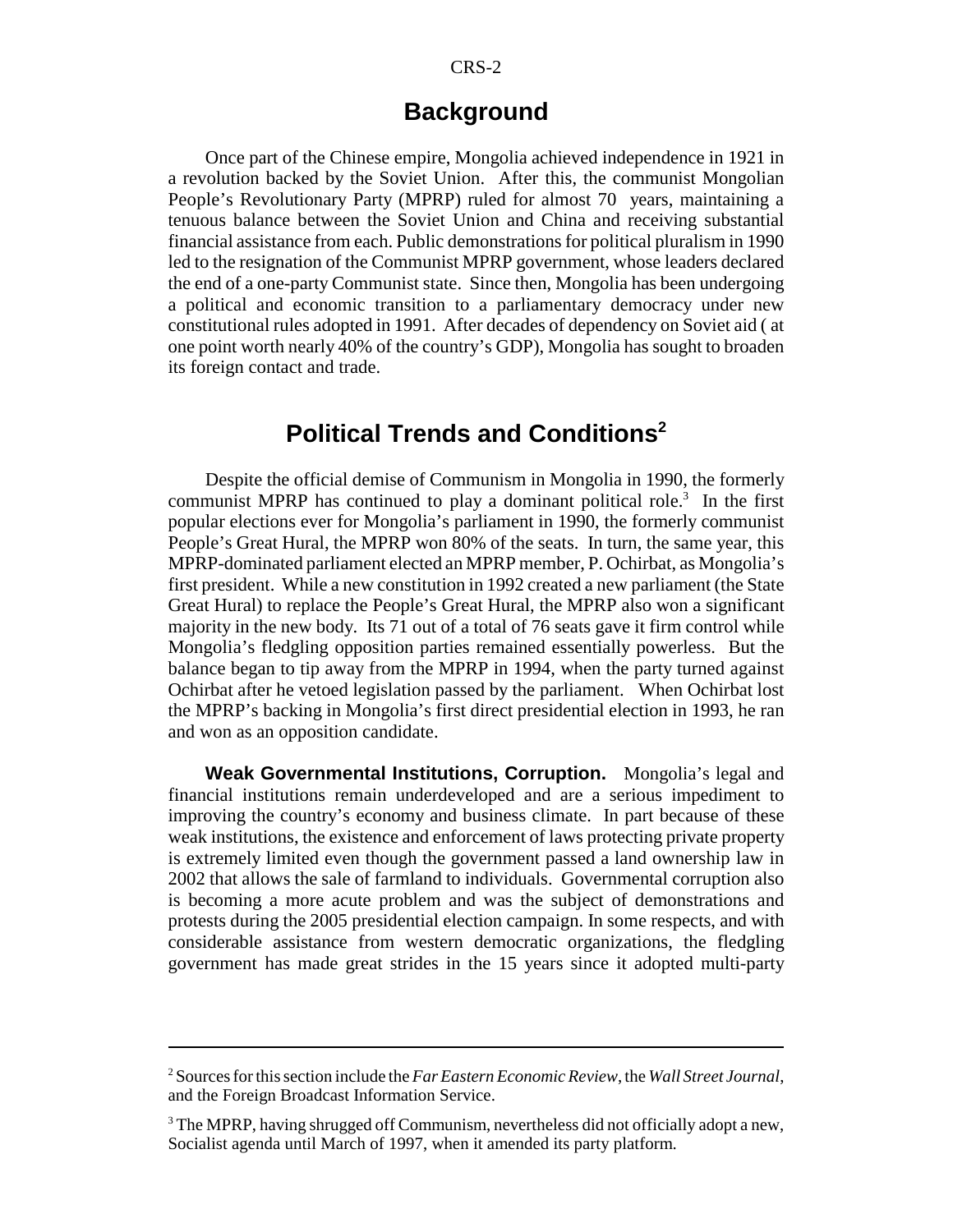## Background

Once part of the Chinese empire, Mongolia achieved independence in 1921 in a revolution backed by the Soviet Union. After this, the communist Mongolian People's Revolutionary Party (MPRP) ruled for almost 70 years, maintaining a tenuous balance between the Soviet Union and China and receiving substantial financial assistance from each. Public demonstrations for political pluralism in 1990 led to the resignation of the Communist MPRP government, whose leaders declared the end of a one-party Communist state. Since then, Mongolia has been undergoing a political and economic transition to a parliamentary democracy under new constitutional rules adopted in 1991. After decades of dependency on Soviet aid ( at one point worth nearly 40% of the country's GDP), Mongolia has sought to broaden its foreign contact and trade.

## Political Trends and Conditions[2]

Despite the official demise of Communism in Mongolia in 1990, the formerly communist MPRP has continued to play a dominant political role.[3] In the first popular elections ever for Mongolia's parliament in 1990, the formerly communist People's Great Hural, the MPRP won 80% of the seats. In turn, the same year, this MPRP-dominated parliament elected an MPRP member, P. Ochirbat, as Mongolia's first president. While a new constitution in 1992 created a new parliament (the State Great Hural) to replace the People's Great Hural, the MPRP also won a significant majority in the new body. Its 71 out of a total of 76 seats gave it firm control while Mongolia's fledgling opposition parties remained essentially powerless. But the balance began to tip away from the MPRP in 1994, when the party turned against Ochirbat after he vetoed legislation passed by the parliament. When Ochirbat lost the MPRP's backing in Mongolia's first direct presidential election in 1993, he ran and won as an opposition candidate.

**Weak Governmental Institutions, Corruption.** Mongolia's legal and financial institutions remain underdeveloped and are a serious impediment to improving the country's economy and business climate. In part because of these weak institutions, the existence and enforcement of laws protecting private property is extremely limited even though the government passed a land ownership law in 2002 that allows the sale of farmland to individuals. Governmental corruption also is becoming a more acute problem and was the subject of demonstrations and protests during the 2005 presidential election campaign. In some respects, and with considerable assistance from western democratic organizations, the fledgling government has made great strides in the 15 years since it adopted multi-party

---

[2] Sources for this section include the *Far Eastern Economic Review*, the *Wall Street Journal*, and the Foreign Broadcast Information Service.

[3] The MPRP, having shrugged off Communism, nevertheless did not officially adopt a new, Socialist agenda until March of 1997, when it amended its party platform.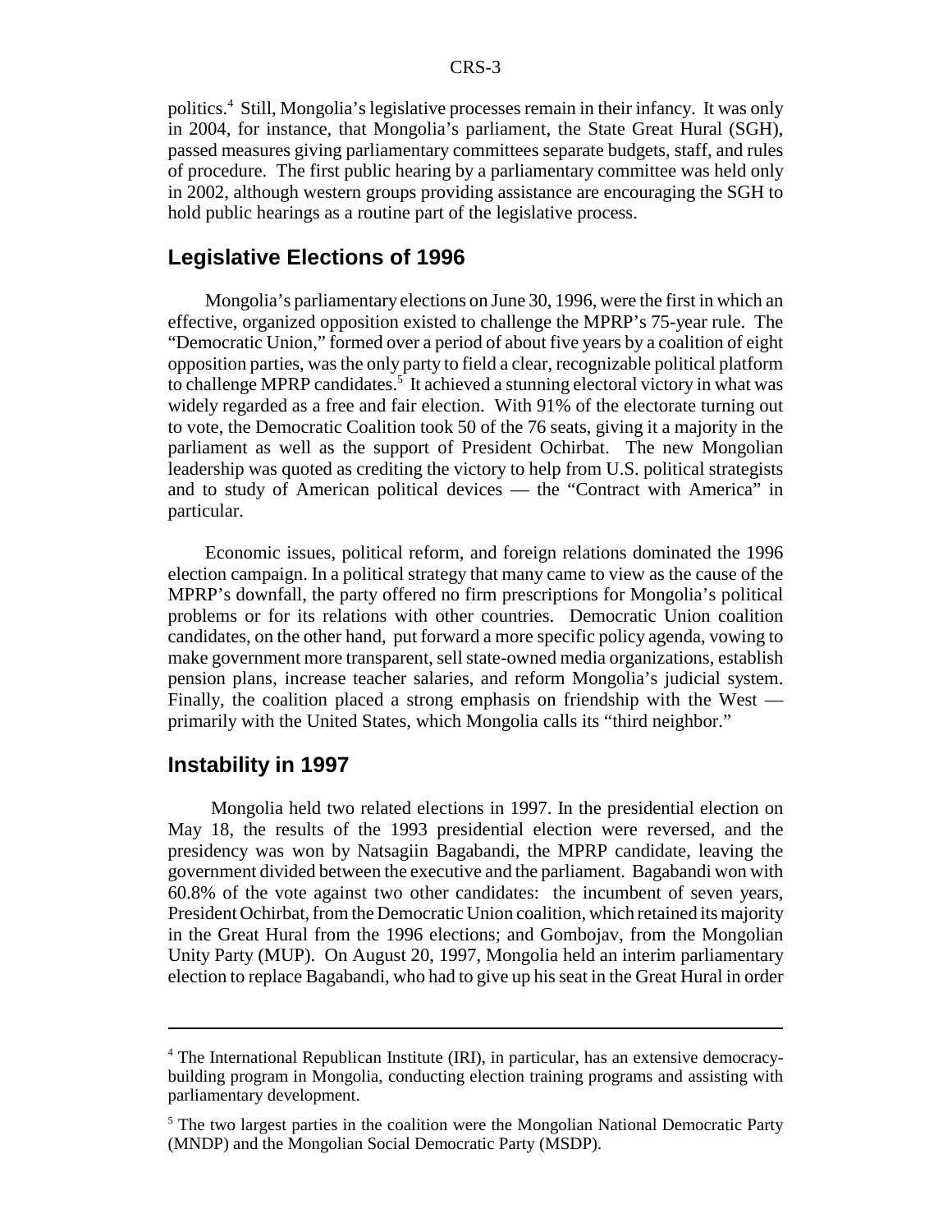politics.[4] Still, Mongolia's legislative processes remain in their infancy. It was only in 2004, for instance, that Mongolia's parliament, the State Great Hural (SGH), passed measures giving parliamentary committees separate budgets, staff, and rules of procedure. The first public hearing by a parliamentary committee was held only in 2002, although western groups providing assistance are encouraging the SGH to hold public hearings as a routine part of the legislative process.

## Legislative Elections of 1996

Mongolia's parliamentary elections on June 30, 1996, were the first in which an effective, organized opposition existed to challenge the MPRP's 75-year rule. The "Democratic Union," formed over a period of about five years by a coalition of eight opposition parties, was the only party to field a clear, recognizable political platform to challenge MPRP candidates.[5] It achieved a stunning electoral victory in what was widely regarded as a free and fair election. With 91% of the electorate turning out to vote, the Democratic Coalition took 50 of the 76 seats, giving it a majority in the parliament as well as the support of President Ochirbat. The new Mongolian leadership was quoted as crediting the victory to help from U.S. political strategists and to study of American political devices — the "Contract with America" in particular.

Economic issues, political reform, and foreign relations dominated the 1996 election campaign. In a political strategy that many came to view as the cause of the MPRP's downfall, the party offered no firm prescriptions for Mongolia's political problems or for its relations with other countries. Democratic Union coalition candidates, on the other hand, put forward a more specific policy agenda, vowing to make government more transparent, sell state-owned media organizations, establish pension plans, increase teacher salaries, and reform Mongolia's judicial system. Finally, the coalition placed a strong emphasis on friendship with the West — primarily with the United States, which Mongolia calls its "third neighbor."

## Instability in 1997

Mongolia held two related elections in 1997. In the presidential election on May 18, the results of the 1993 presidential election were reversed, and the presidency was won by Natsagiin Bagabandi, the MPRP candidate, leaving the government divided between the executive and the parliament. Bagabandi won with 60.8% of the vote against two other candidates: the incumbent of seven years, President Ochirbat, from the Democratic Union coalition, which retained its majority in the Great Hural from the 1996 elections; and Gombojav, from the Mongolian Unity Party (MUP). On August 20, 1997, Mongolia held an interim parliamentary election to replace Bagabandi, who had to give up his seat in the Great Hural in order

---

[4] The International Republican Institute (IRI), in particular, has an extensive democracy-building program in Mongolia, conducting election training programs and assisting with parliamentary development.

[5] The two largest parties in the coalition were the Mongolian National Democratic Party (MNDP) and the Mongolian Social Democratic Party (MSDP).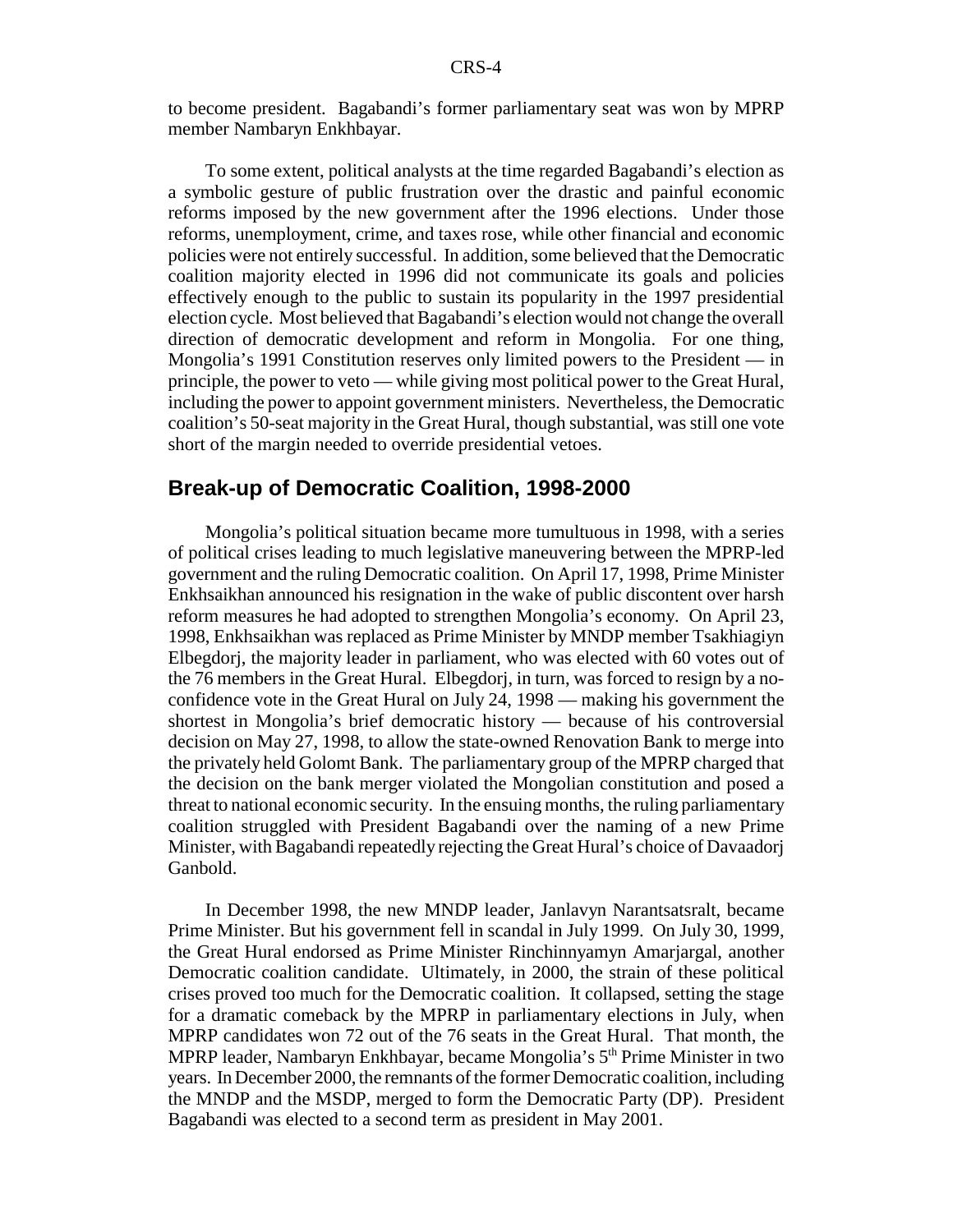to become president. Bagabandi's former parliamentary seat was won by MPRP member Nambaryn Enkhbayar.

To some extent, political analysts at the time regarded Bagabandi's election as a symbolic gesture of public frustration over the drastic and painful economic reforms imposed by the new government after the 1996 elections. Under those reforms, unemployment, crime, and taxes rose, while other financial and economic policies were not entirely successful. In addition, some believed that the Democratic coalition majority elected in 1996 did not communicate its goals and policies effectively enough to the public to sustain its popularity in the 1997 presidential election cycle. Most believed that Bagabandi's election would not change the overall direction of democratic development and reform in Mongolia. For one thing, Mongolia's 1991 Constitution reserves only limited powers to the President — in principle, the power to veto — while giving most political power to the Great Hural, including the power to appoint government ministers. Nevertheless, the Democratic coalition's 50-seat majority in the Great Hural, though substantial, was still one vote short of the margin needed to override presidential vetoes.

## Break-up of Democratic Coalition, 1998-2000

Mongolia's political situation became more tumultuous in 1998, with a series of political crises leading to much legislative maneuvering between the MPRP-led government and the ruling Democratic coalition. On April 17, 1998, Prime Minister Enkhsaikhan announced his resignation in the wake of public discontent over harsh reform measures he had adopted to strengthen Mongolia's economy. On April 23, 1998, Enkhsaikhan was replaced as Prime Minister by MNDP member Tsakhiagiyn Elbegdorj, the majority leader in parliament, who was elected with 60 votes out of the 76 members in the Great Hural. Elbegdorj, in turn, was forced to resign by a no-confidence vote in the Great Hural on July 24, 1998 — making his government the shortest in Mongolia's brief democratic history — because of his controversial decision on May 27, 1998, to allow the state-owned Renovation Bank to merge into the privately held Golomt Bank. The parliamentary group of the MPRP charged that the decision on the bank merger violated the Mongolian constitution and posed a threat to national economic security. In the ensuing months, the ruling parliamentary coalition struggled with President Bagabandi over the naming of a new Prime Minister, with Bagabandi repeatedly rejecting the Great Hural's choice of Davaadorj Ganbold.

In December 1998, the new MNDP leader, Janlavyn Narantsatsralt, became Prime Minister. But his government fell in scandal in July 1999. On July 30, 1999, the Great Hural endorsed as Prime Minister Rinchinnyamyn Amarjargal, another Democratic coalition candidate. Ultimately, in 2000, the strain of these political crises proved too much for the Democratic coalition. It collapsed, setting the stage for a dramatic comeback by the MPRP in parliamentary elections in July, when MPRP candidates won 72 out of the 76 seats in the Great Hural. That month, the MPRP leader, Nambaryn Enkhbayar, became Mongolia's 5th Prime Minister in two years. In December 2000, the remnants of the former Democratic coalition, including the MNDP and the MSDP, merged to form the Democratic Party (DP). President Bagabandi was elected to a second term as president in May 2001.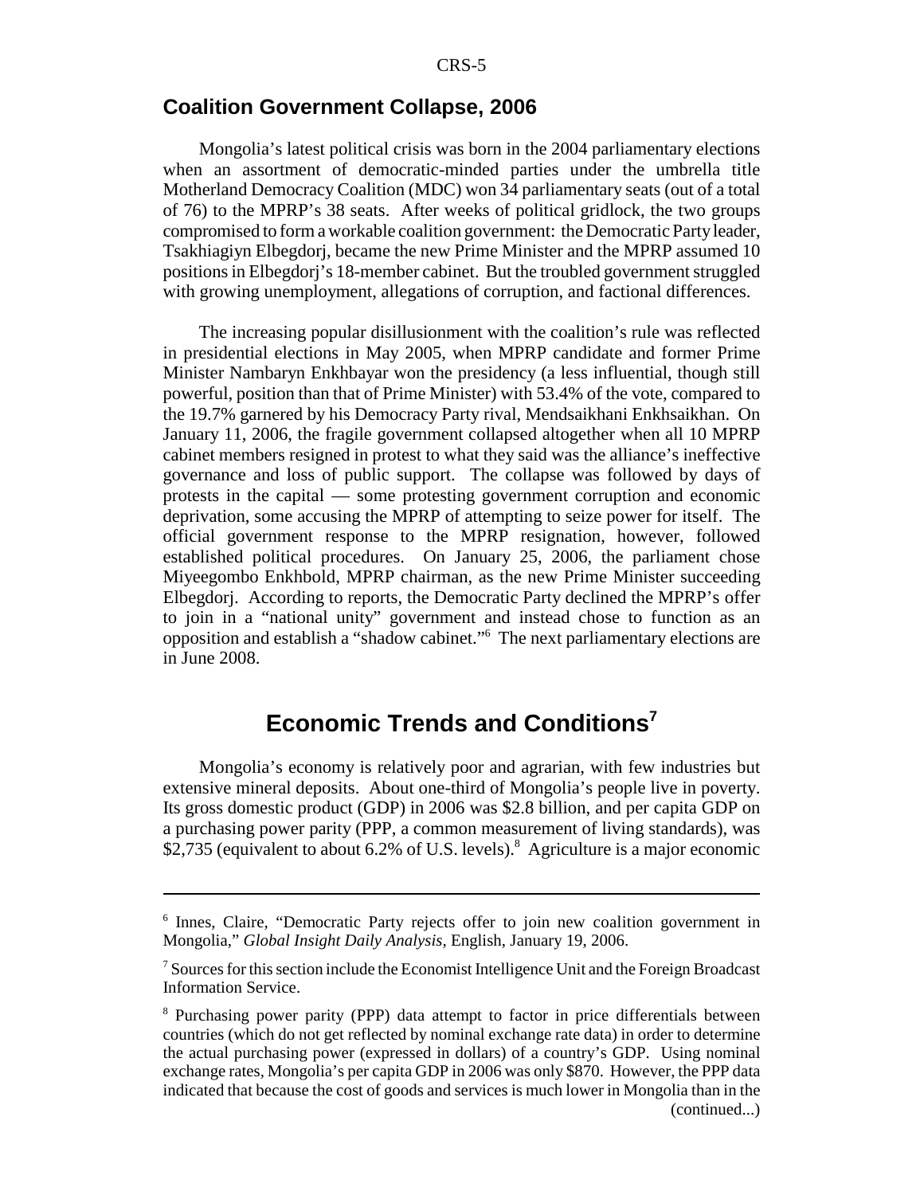## Coalition Government Collapse, 2006

Mongolia's latest political crisis was born in the 2004 parliamentary elections when an assortment of democratic-minded parties under the umbrella title Motherland Democracy Coalition (MDC) won 34 parliamentary seats (out of a total of 76) to the MPRP's 38 seats. After weeks of political gridlock, the two groups compromised to form a workable coalition government: the Democratic Party leader, Tsakhiagiyn Elbegdorj, became the new Prime Minister and the MPRP assumed 10 positions in Elbegdorj's 18-member cabinet. But the troubled government struggled with growing unemployment, allegations of corruption, and factional differences.

The increasing popular disillusionment with the coalition's rule was reflected in presidential elections in May 2005, when MPRP candidate and former Prime Minister Nambaryn Enkhbayar won the presidency (a less influential, though still powerful, position than that of Prime Minister) with 53.4% of the vote, compared to the 19.7% garnered by his Democracy Party rival, Mendsaikhani Enkhsaikhan. On January 11, 2006, the fragile government collapsed altogether when all 10 MPRP cabinet members resigned in protest to what they said was the alliance's ineffective governance and loss of public support. The collapse was followed by days of protests in the capital — some protesting government corruption and economic deprivation, some accusing the MPRP of attempting to seize power for itself. The official government response to the MPRP resignation, however, followed established political procedures. On January 25, 2006, the parliament chose Miyeegombo Enkhbold, MPRP chairman, as the new Prime Minister succeeding Elbegdorj. According to reports, the Democratic Party declined the MPRP's offer to join in a "national unity" government and instead chose to function as an opposition and establish a "shadow cabinet."[6] The next parliamentary elections are in June 2008.

# Economic Trends and Conditions[7]

Mongolia's economy is relatively poor and agrarian, with few industries but extensive mineral deposits. About one-third of Mongolia's people live in poverty. Its gross domestic product (GDP) in 2006 was $2.8 billion, and per capita GDP on a purchasing power parity (PPP, a common measurement of living standards), was $2,735 (equivalent to about 6.2% of U.S. levels).[8] Agriculture is a major economic

---

[6] Innes, Claire, "Democratic Party rejects offer to join new coalition government in Mongolia," *Global Insight Daily Analysis*, English, January 19, 2006.

[7] Sources for this section include the Economist Intelligence Unit and the Foreign Broadcast Information Service.

[8] Purchasing power parity (PPP) data attempt to factor in price differentials between countries (which do not get reflected by nominal exchange rate data) in order to determine the actual purchasing power (expressed in dollars) of a country's GDP. Using nominal exchange rates, Mongolia's per capita GDP in 2006 was only $870. However, the PPP data indicated that because the cost of goods and services is much lower in Mongolia than in the (continued...)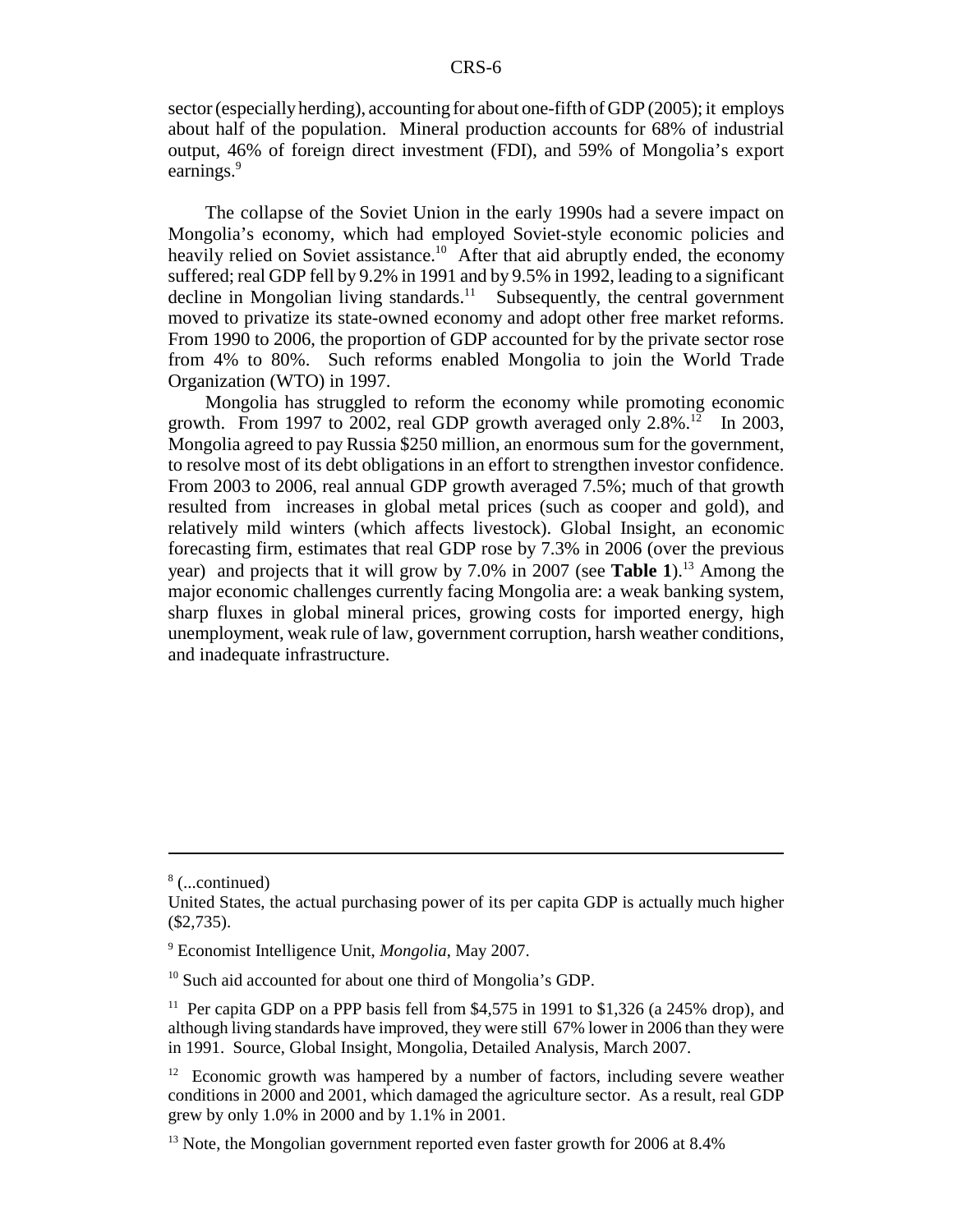sector (especially herding), accounting for about one-fifth of GDP (2005); it employs about half of the population. Mineral production accounts for 68% of industrial output, 46% of foreign direct investment (FDI), and 59% of Mongolia's export earnings.[9]

The collapse of the Soviet Union in the early 1990s had a severe impact on Mongolia's economy, which had employed Soviet-style economic policies and heavily relied on Soviet assistance.[10] After that aid abruptly ended, the economy suffered; real GDP fell by 9.2% in 1991 and by 9.5% in 1992, leading to a significant decline in Mongolian living standards.[11] Subsequently, the central government moved to privatize its state-owned economy and adopt other free market reforms. From 1990 to 2006, the proportion of GDP accounted for by the private sector rose from 4% to 80%. Such reforms enabled Mongolia to join the World Trade Organization (WTO) in 1997.

Mongolia has struggled to reform the economy while promoting economic growth. From 1997 to 2002, real GDP growth averaged only 2.8%.[12] In 2003, Mongolia agreed to pay Russia $250 million, an enormous sum for the government, to resolve most of its debt obligations in an effort to strengthen investor confidence. From 2003 to 2006, real annual GDP growth averaged 7.5%; much of that growth resulted from increases in global metal prices (such as cooper and gold), and relatively mild winters (which affects livestock). Global Insight, an economic forecasting firm, estimates that real GDP rose by 7.3% in 2006 (over the previous year) and projects that it will grow by 7.0% in 2007 (see **Table 1**).[13] Among the major economic challenges currently facing Mongolia are: a weak banking system, sharp fluxes in global mineral prices, growing costs for imported energy, high unemployment, weak rule of law, government corruption, harsh weather conditions, and inadequate infrastructure.

---

[8] (...continued)
United States, the actual purchasing power of its per capita GDP is actually much higher ($2,735).

[9] Economist Intelligence Unit, *Mongolia*, May 2007.

[10] Such aid accounted for about one third of Mongolia's GDP.

[11] Per capita GDP on a PPP basis fell from $4,575 in 1991 to $1,326 (a 245% drop), and although living standards have improved, they were still 67% lower in 2006 than they were in 1991. Source, Global Insight, Mongolia, Detailed Analysis, March 2007.

[12] Economic growth was hampered by a number of factors, including severe weather conditions in 2000 and 2001, which damaged the agriculture sector. As a result, real GDP grew by only 1.0% in 2000 and by 1.1% in 2001.

[13] Note, the Mongolian government reported even faster growth for 2006 at 8.4%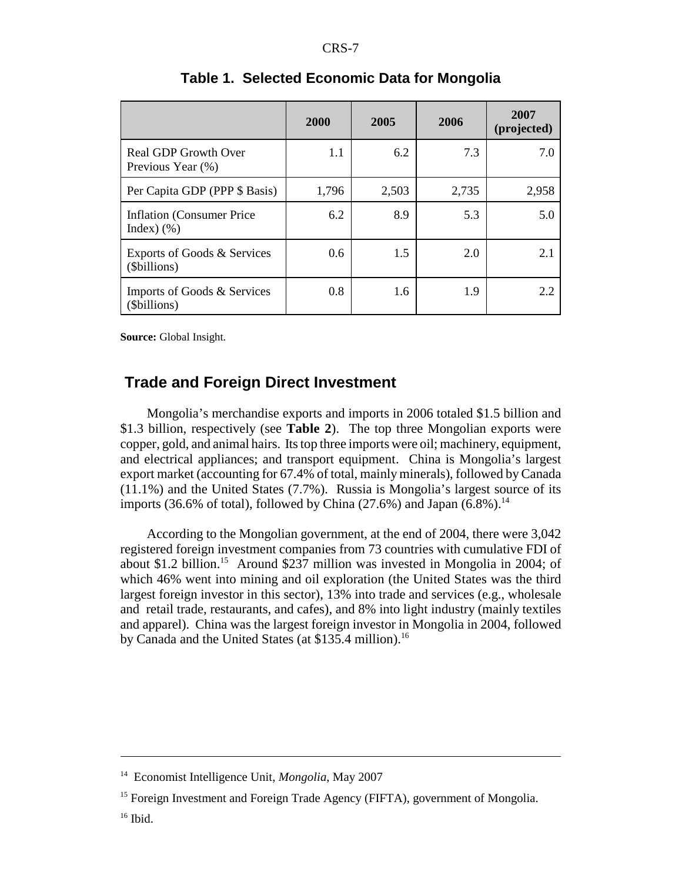**Table 1. Selected Economic Data for Mongolia**

| | 2000 | 2005 | 2006 | 2007 (projected) |
|---|---|---|---|---|
| Real GDP Growth Over Previous Year (%) | 1.1 | 6.2 | 7.3 | 7.0 |
| Per Capita GDP (PPP $ Basis) | 1,796 | 2,503 | 2,735 | 2,958 |
| Inflation (Consumer Price Index) (%) | 6.2 | 8.9 | 5.3 | 5.0 |
| Exports of Goods & Services ($billions) | 0.6 | 1.5 | 2.0 | 2.1 |
| Imports of Goods & Services ($billions) | 0.8 | 1.6 | 1.9 | 2.2 |

**Source:** Global Insight.

## Trade and Foreign Direct Investment

Mongolia's merchandise exports and imports in 2006 totaled $1.5 billion and $1.3 billion, respectively (see **Table 2**). The top three Mongolian exports were copper, gold, and animal hairs. Its top three imports were oil; machinery, equipment, and electrical appliances; and transport equipment. China is Mongolia's largest export market (accounting for 67.4% of total, mainly minerals), followed by Canada (11.1%) and the United States (7.7%). Russia is Mongolia's largest source of its imports (36.6% of total), followed by China (27.6%) and Japan (6.8%).[14]

According to the Mongolian government, at the end of 2004, there were 3,042 registered foreign investment companies from 73 countries with cumulative FDI of about $1.2 billion.[15] Around $237 million was invested in Mongolia in 2004; of which 46% went into mining and oil exploration (the United States was the third largest foreign investor in this sector), 13% into trade and services (e.g., wholesale and retail trade, restaurants, and cafes), and 8% into light industry (mainly textiles and apparel). China was the largest foreign investor in Mongolia in 2004, followed by Canada and the United States (at $135.4 million).[16]

---

[14] Economist Intelligence Unit, *Mongolia*, May 2007

[15] Foreign Investment and Foreign Trade Agency (FIFTA), government of Mongolia.

[16] Ibid.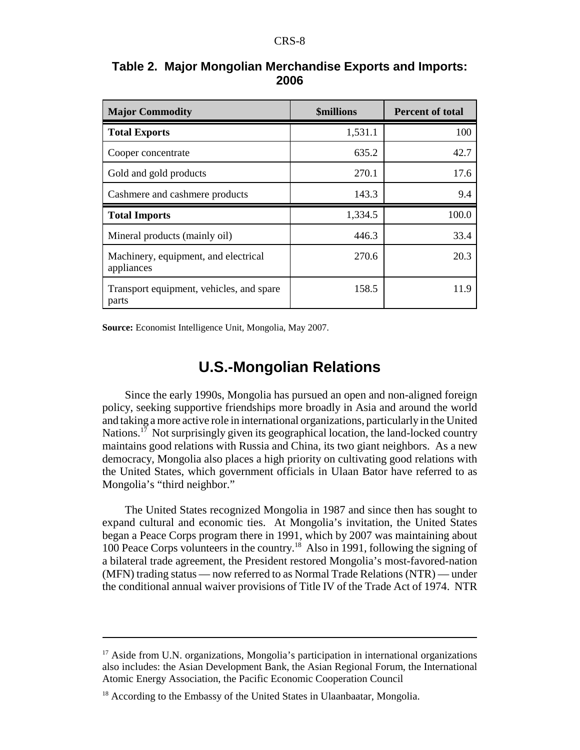**Table 2. Major Mongolian Merchandise Exports and Imports: 2006**

| Major Commodity | $millions | Percent of total |
|---|---|---|
| **Total Exports** | 1,531.1 | 100 |
| Cooper concentrate | 635.2 | 42.7 |
| Gold and gold products | 270.1 | 17.6 |
| Cashmere and cashmere products | 143.3 | 9.4 |
| **Total Imports** | 1,334.5 | 100.0 |
| Mineral products (mainly oil) | 446.3 | 33.4 |
| Machinery, equipment, and electrical appliances | 270.6 | 20.3 |
| Transport equipment, vehicles, and spare parts | 158.5 | 11.9 |

**Source:** Economist Intelligence Unit, Mongolia, May 2007.

## U.S.-Mongolian Relations

Since the early 1990s, Mongolia has pursued an open and non-aligned foreign policy, seeking supportive friendships more broadly in Asia and around the world and taking a more active role in international organizations, particularly in the United Nations.[17] Not surprisingly given its geographical location, the land-locked country maintains good relations with Russia and China, its two giant neighbors. As a new democracy, Mongolia also places a high priority on cultivating good relations with the United States, which government officials in Ulaan Bator have referred to as Mongolia's "third neighbor."

The United States recognized Mongolia in 1987 and since then has sought to expand cultural and economic ties. At Mongolia's invitation, the United States began a Peace Corps program there in 1991, which by 2007 was maintaining about 100 Peace Corps volunteers in the country.[18] Also in 1991, following the signing of a bilateral trade agreement, the President restored Mongolia's most-favored-nation (MFN) trading status — now referred to as Normal Trade Relations (NTR) — under the conditional annual waiver provisions of Title IV of the Trade Act of 1974. NTR

[17] Aside from U.N. organizations, Mongolia's participation in international organizations also includes: the Asian Development Bank, the Asian Regional Forum, the International Atomic Energy Association, the Pacific Economic Cooperation Council

[18] According to the Embassy of the United States in Ulaanbaatar, Mongolia.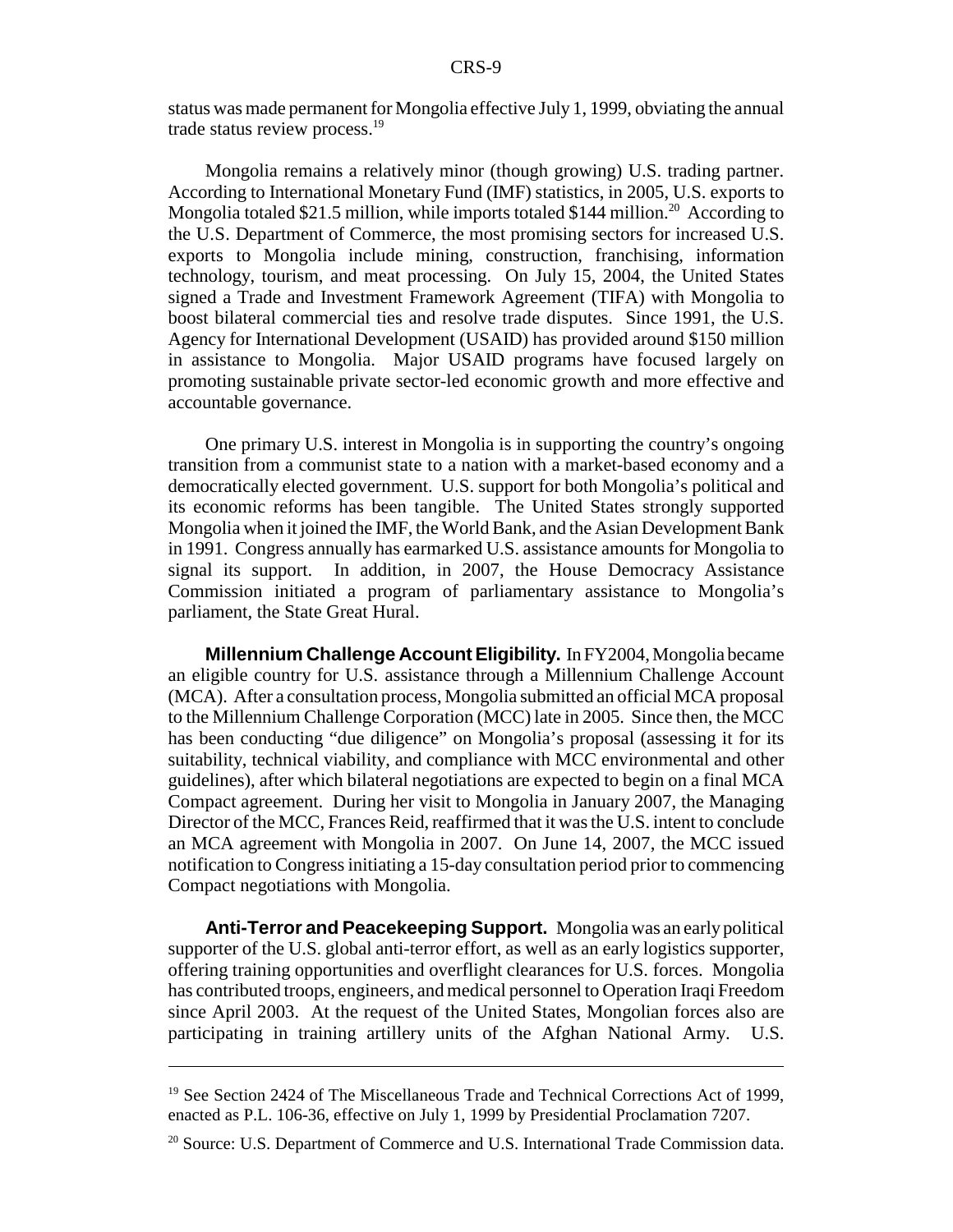status was made permanent for Mongolia effective July 1, 1999, obviating the annual trade status review process.[19]

Mongolia remains a relatively minor (though growing) U.S. trading partner. According to International Monetary Fund (IMF) statistics, in 2005, U.S. exports to Mongolia totaled $21.5 million, while imports totaled $144 million.[20] According to the U.S. Department of Commerce, the most promising sectors for increased U.S. exports to Mongolia include mining, construction, franchising, information technology, tourism, and meat processing. On July 15, 2004, the United States signed a Trade and Investment Framework Agreement (TIFA) with Mongolia to boost bilateral commercial ties and resolve trade disputes. Since 1991, the U.S. Agency for International Development (USAID) has provided around $150 million in assistance to Mongolia. Major USAID programs have focused largely on promoting sustainable private sector-led economic growth and more effective and accountable governance.

One primary U.S. interest in Mongolia is in supporting the country's ongoing transition from a communist state to a nation with a market-based economy and a democratically elected government. U.S. support for both Mongolia's political and its economic reforms has been tangible. The United States strongly supported Mongolia when it joined the IMF, the World Bank, and the Asian Development Bank in 1991. Congress annually has earmarked U.S. assistance amounts for Mongolia to signal its support. In addition, in 2007, the House Democracy Assistance Commission initiated a program of parliamentary assistance to Mongolia's parliament, the State Great Hural.

**Millennium Challenge Account Eligibility.** In FY2004, Mongolia became an eligible country for U.S. assistance through a Millennium Challenge Account (MCA). After a consultation process, Mongolia submitted an official MCA proposal to the Millennium Challenge Corporation (MCC) late in 2005. Since then, the MCC has been conducting "due diligence" on Mongolia's proposal (assessing it for its suitability, technical viability, and compliance with MCC environmental and other guidelines), after which bilateral negotiations are expected to begin on a final MCA Compact agreement. During her visit to Mongolia in January 2007, the Managing Director of the MCC, Frances Reid, reaffirmed that it was the U.S. intent to conclude an MCA agreement with Mongolia in 2007. On June 14, 2007, the MCC issued notification to Congress initiating a 15-day consultation period prior to commencing Compact negotiations with Mongolia.

**Anti-Terror and Peacekeeping Support.** Mongolia was an early political supporter of the U.S. global anti-terror effort, as well as an early logistics supporter, offering training opportunities and overflight clearances for U.S. forces. Mongolia has contributed troops, engineers, and medical personnel to Operation Iraqi Freedom since April 2003. At the request of the United States, Mongolian forces also are participating in training artillery units of the Afghan National Army. U.S.

---

[19] See Section 2424 of The Miscellaneous Trade and Technical Corrections Act of 1999, enacted as P.L. 106-36, effective on July 1, 1999 by Presidential Proclamation 7207.

[20] Source: U.S. Department of Commerce and U.S. International Trade Commission data.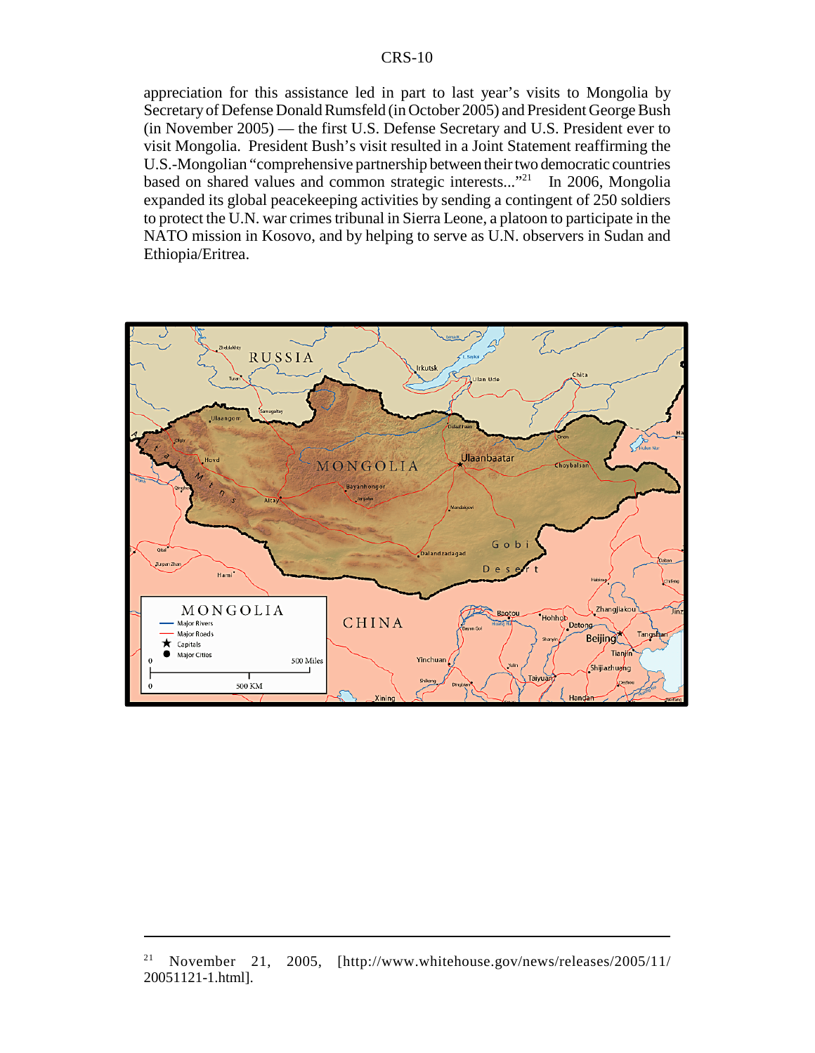appreciation for this assistance led in part to last year's visits to Mongolia by Secretary of Defense Donald Rumsfeld (in October 2005) and President George Bush (in November 2005) — the first U.S. Defense Secretary and U.S. President ever to visit Mongolia. President Bush's visit resulted in a Joint Statement reaffirming the U.S.-Mongolian "comprehensive partnership between their two democratic countries based on shared values and common strategic interests..."[21] In 2006, Mongolia expanded its global peacekeeping activities by sending a contingent of 250 soldiers to protect the U.N. war crimes tribunal in Sierra Leone, a platoon to participate in the NATO mission in Kosovo, and by helping to serve as U.N. observers in Sudan and Ethiopia/Eritrea.

MONGOLIA

Major Rivers

Major Roads

Capitals

Major Cities

0 500 Miles

0 500 KM

RUSSIA

MONGOLIA

CHINA

Gobi Desert

Altai Mtns

Ulaanbaatar

Beijing

---

[21] November 21, 2005, [http://www.whitehouse.gov/news/releases/2005/11/20051121-1.html].